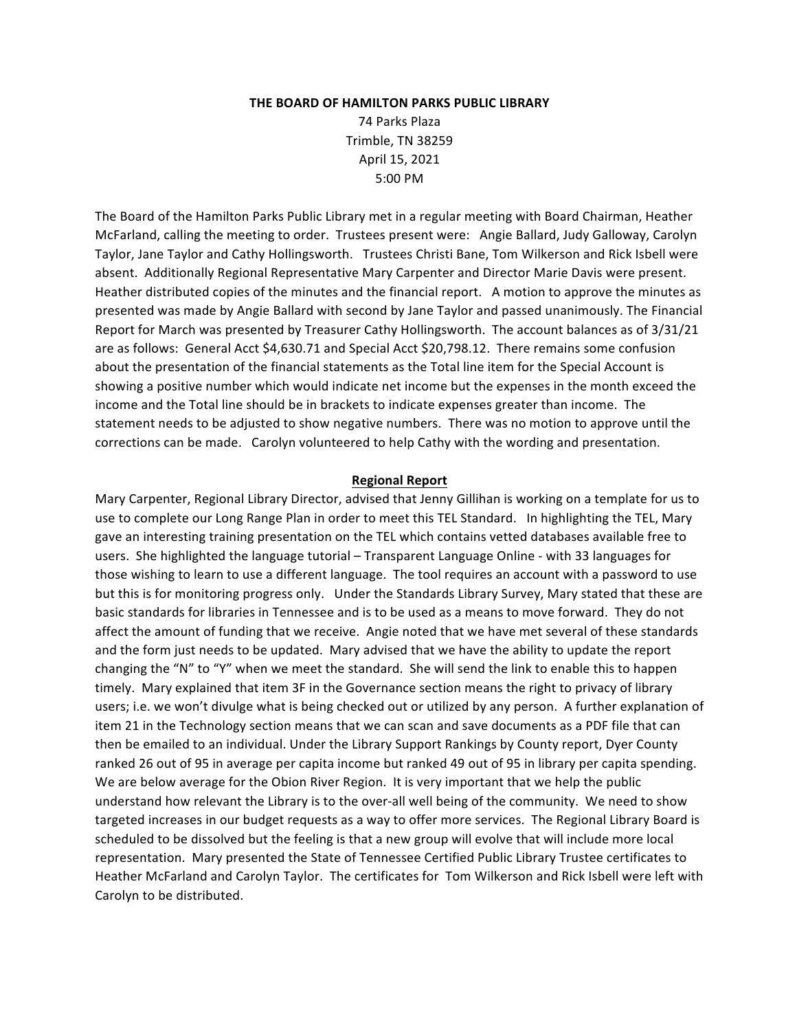**THE BOARD OF HAMILTON PARKS PUBLIC LIBRARY**

74 Parks Plaza
Trimble, TN 38259
April 15, 2021
5:00 PM

The Board of the Hamilton Parks Public Library met in a regular meeting with Board Chairman, Heather McFarland, calling the meeting to order. Trustees present were: Angie Ballard, Judy Galloway, Carolyn Taylor, Jane Taylor and Cathy Hollingsworth. Trustees Christi Bane, Tom Wilkerson and Rick Isbell were absent. Additionally Regional Representative Mary Carpenter and Director Marie Davis were present. Heather distributed copies of the minutes and the financial report. A motion to approve the minutes as presented was made by Angie Ballard with second by Jane Taylor and passed unanimously. The Financial Report for March was presented by Treasurer Cathy Hollingsworth. The account balances as of 3/31/21 are as follows: General Acct $4,630.71 and Special Acct $20,798.12. There remains some confusion about the presentation of the financial statements as the Total line item for the Special Account is showing a positive number which would indicate net income but the expenses in the month exceed the income and the Total line should be in brackets to indicate expenses greater than income. The statement needs to be adjusted to show negative numbers. There was no motion to approve until the corrections can be made. Carolyn volunteered to help Cathy with the wording and presentation.

**Regional Report**

Mary Carpenter, Regional Library Director, advised that Jenny Gillihan is working on a template for us to use to complete our Long Range Plan in order to meet this TEL Standard. In highlighting the TEL, Mary gave an interesting training presentation on the TEL which contains vetted databases available free to users. She highlighted the language tutorial – Transparent Language Online - with 33 languages for those wishing to learn to use a different language. The tool requires an account with a password to use but this is for monitoring progress only. Under the Standards Library Survey, Mary stated that these are basic standards for libraries in Tennessee and is to be used as a means to move forward. They do not affect the amount of funding that we receive. Angie noted that we have met several of these standards and the form just needs to be updated. Mary advised that we have the ability to update the report changing the "N" to "Y" when we meet the standard. She will send the link to enable this to happen timely. Mary explained that item 3F in the Governance section means the right to privacy of library users; i.e. we won't divulge what is being checked out or utilized by any person. A further explanation of item 21 in the Technology section means that we can scan and save documents as a PDF file that can then be emailed to an individual. Under the Library Support Rankings by County report, Dyer County ranked 26 out of 95 in average per capita income but ranked 49 out of 95 in library per capita spending. We are below average for the Obion River Region. It is very important that we help the public understand how relevant the Library is to the over-all well being of the community. We need to show targeted increases in our budget requests as a way to offer more services. The Regional Library Board is scheduled to be dissolved but the feeling is that a new group will evolve that will include more local representation. Mary presented the State of Tennessee Certified Public Library Trustee certificates to Heather McFarland and Carolyn Taylor. The certificates for Tom Wilkerson and Rick Isbell were left with Carolyn to be distributed.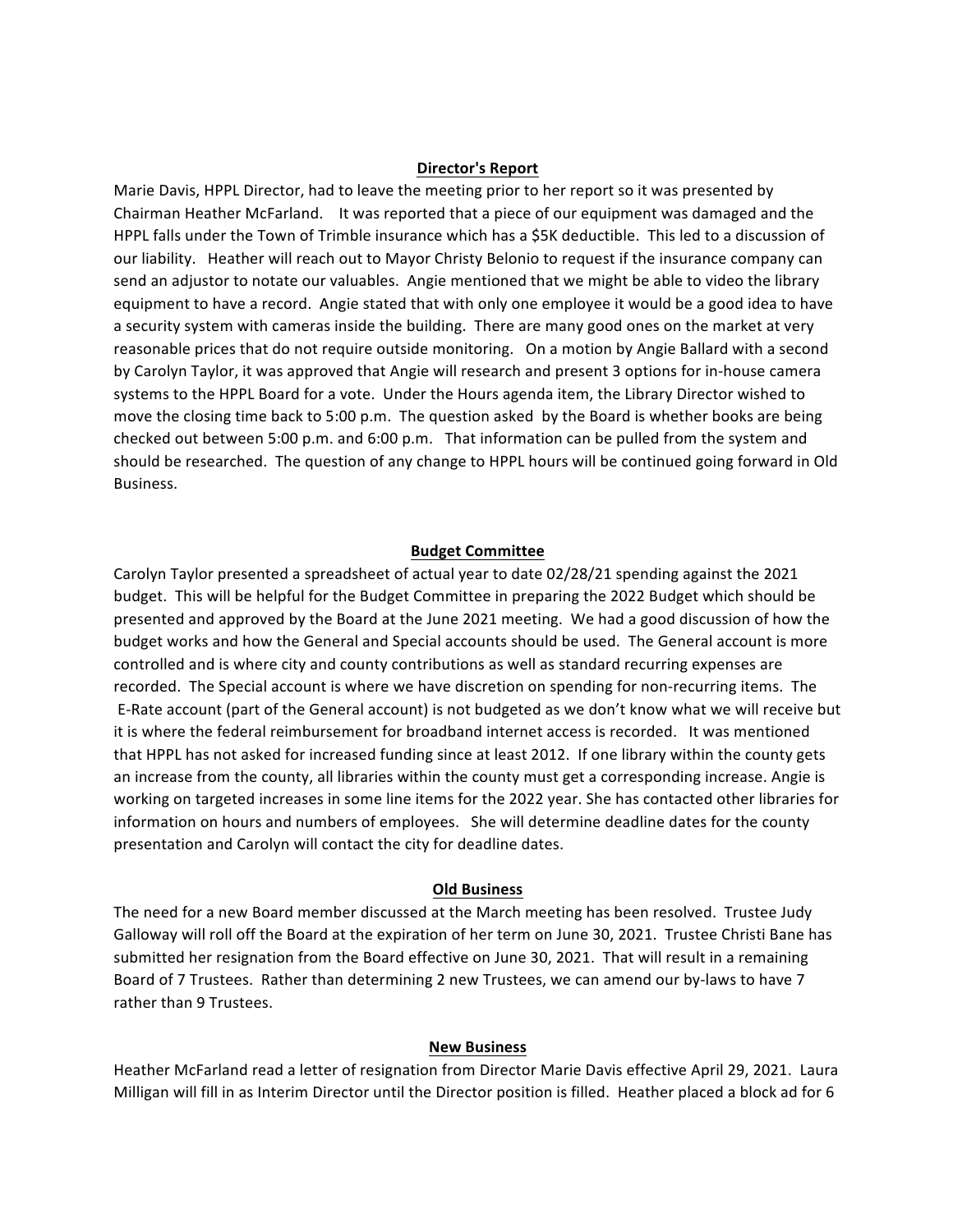## Director's Report

Marie Davis, HPPL Director, had to leave the meeting prior to her report so it was presented by Chairman Heather McFarland. It was reported that a piece of our equipment was damaged and the HPPL falls under the Town of Trimble insurance which has a $5K deductible. This led to a discussion of our liability. Heather will reach out to Mayor Christy Belonio to request if the insurance company can send an adjustor to notate our valuables. Angie mentioned that we might be able to video the library equipment to have a record. Angie stated that with only one employee it would be a good idea to have a security system with cameras inside the building. There are many good ones on the market at very reasonable prices that do not require outside monitoring. On a motion by Angie Ballard with a second by Carolyn Taylor, it was approved that Angie will research and present 3 options for in-house camera systems to the HPPL Board for a vote. Under the Hours agenda item, the Library Director wished to move the closing time back to 5:00 p.m. The question asked by the Board is whether books are being checked out between 5:00 p.m. and 6:00 p.m. That information can be pulled from the system and should be researched. The question of any change to HPPL hours will be continued going forward in Old Business.

## Budget Committee

Carolyn Taylor presented a spreadsheet of actual year to date 02/28/21 spending against the 2021 budget. This will be helpful for the Budget Committee in preparing the 2022 Budget which should be presented and approved by the Board at the June 2021 meeting. We had a good discussion of how the budget works and how the General and Special accounts should be used. The General account is more controlled and is where city and county contributions as well as standard recurring expenses are recorded. The Special account is where we have discretion on spending for non-recurring items. The E-Rate account (part of the General account) is not budgeted as we don't know what we will receive but it is where the federal reimbursement for broadband internet access is recorded. It was mentioned that HPPL has not asked for increased funding since at least 2012. If one library within the county gets an increase from the county, all libraries within the county must get a corresponding increase. Angie is working on targeted increases in some line items for the 2022 year. She has contacted other libraries for information on hours and numbers of employees. She will determine deadline dates for the county presentation and Carolyn will contact the city for deadline dates.

## Old Business

The need for a new Board member discussed at the March meeting has been resolved. Trustee Judy Galloway will roll off the Board at the expiration of her term on June 30, 2021. Trustee Christi Bane has submitted her resignation from the Board effective on June 30, 2021. That will result in a remaining Board of 7 Trustees. Rather than determining 2 new Trustees, we can amend our by-laws to have 7 rather than 9 Trustees.

## New Business

Heather McFarland read a letter of resignation from Director Marie Davis effective April 29, 2021. Laura Milligan will fill in as Interim Director until the Director position is filled. Heather placed a block ad for 6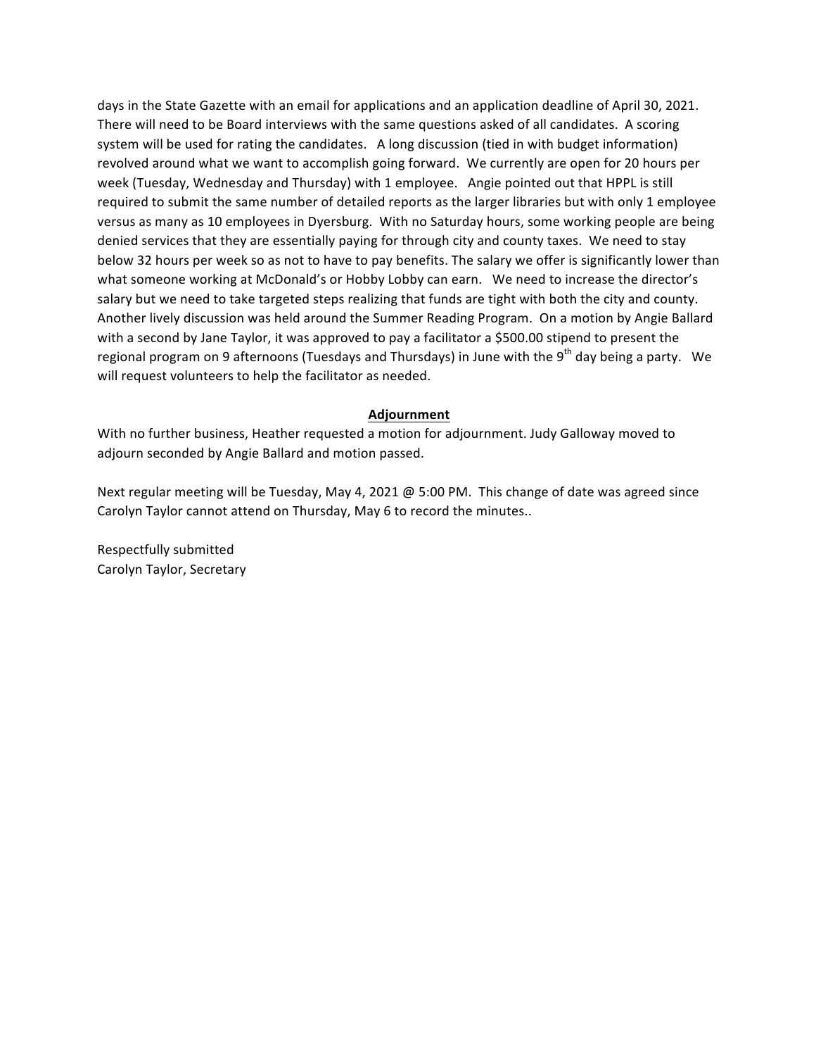days in the State Gazette with an email for applications and an application deadline of April 30, 2021. There will need to be Board interviews with the same questions asked of all candidates. A scoring system will be used for rating the candidates. A long discussion (tied in with budget information) revolved around what we want to accomplish going forward. We currently are open for 20 hours per week (Tuesday, Wednesday and Thursday) with 1 employee. Angie pointed out that HPPL is still required to submit the same number of detailed reports as the larger libraries but with only 1 employee versus as many as 10 employees in Dyersburg. With no Saturday hours, some working people are being denied services that they are essentially paying for through city and county taxes. We need to stay below 32 hours per week so as not to have to pay benefits. The salary we offer is significantly lower than what someone working at McDonald's or Hobby Lobby can earn. We need to increase the director's salary but we need to take targeted steps realizing that funds are tight with both the city and county. Another lively discussion was held around the Summer Reading Program. On a motion by Angie Ballard with a second by Jane Taylor, it was approved to pay a facilitator a $500.00 stipend to present the regional program on 9 afternoons (Tuesdays and Thursdays) in June with the 9th day being a party. We will request volunteers to help the facilitator as needed.

**Adjournment**

With no further business, Heather requested a motion for adjournment. Judy Galloway moved to adjourn seconded by Angie Ballard and motion passed.

Next regular meeting will be Tuesday, May 4, 2021 @ 5:00 PM. This change of date was agreed since Carolyn Taylor cannot attend on Thursday, May 6 to record the minutes..

Respectfully submitted
Carolyn Taylor, Secretary